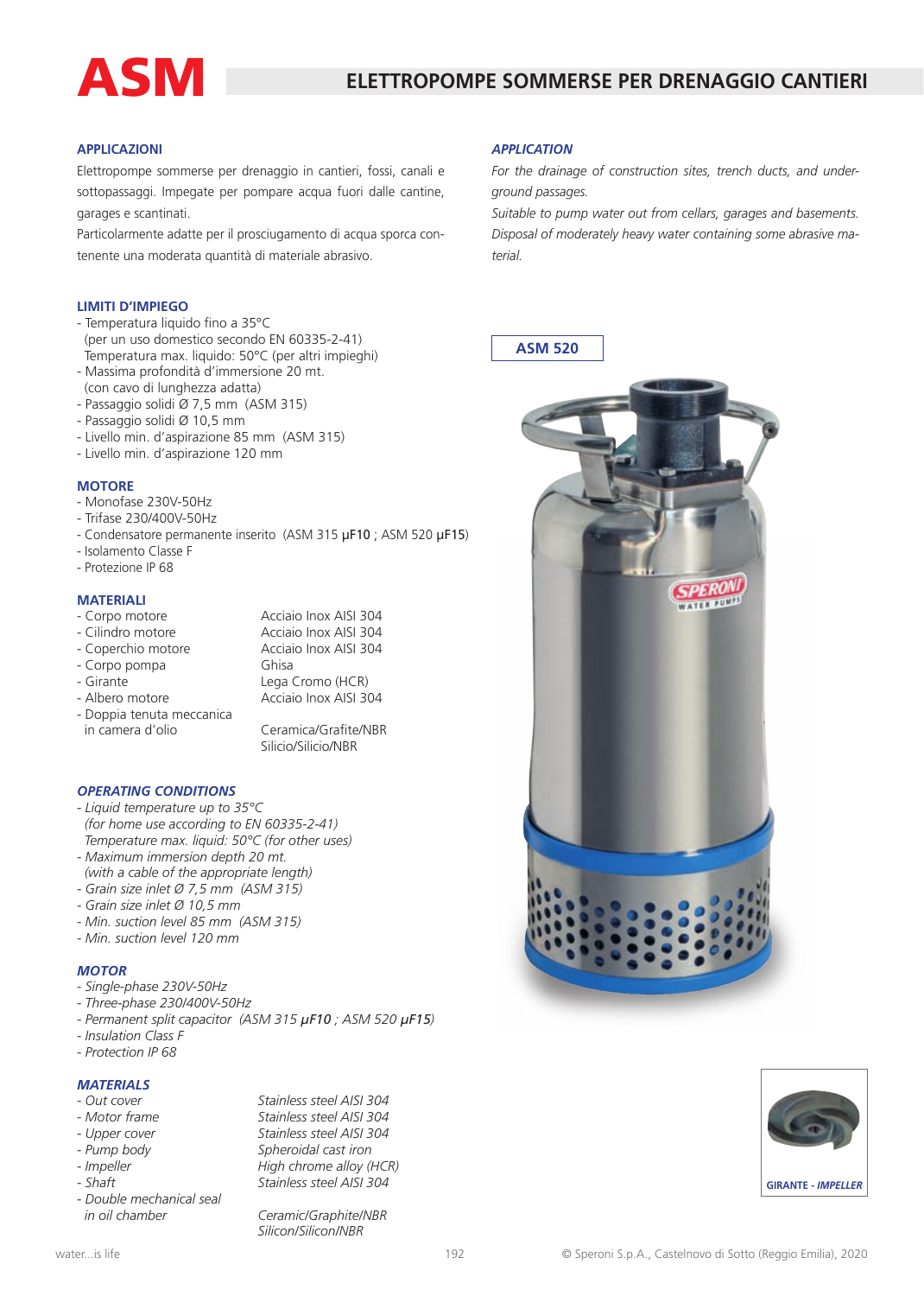# ASM

## ELETTROPOMPE SOMMERSE PER DRENAGGIO CANTIERI

### APPLICAZIONI

Elettropompe sommerse per drenaggio in cantieri, fossi, canali e sottopassaggi. Impegate per pompare acqua fuori dalle cantine, garages e scantinati.

Particolarmente adatte per il prosciugamento di acqua sporca contenente una moderata quantità di materiale abrasivo.

### LIMITI D'IMPIEGO

- Temperatura liquido fino a 35°C
  (per un uso domestico secondo EN 60335-2-41)
  Temperatura max. liquido: 50°C (per altri impieghi)
- Massima profondità d'immersione 20 mt.
  (con cavo di lunghezza adatta)
- Passaggio solidi Ø 7,5 mm (ASM 315)
- Passaggio solidi Ø 10,5 mm
- Livello min. d'aspirazione 85 mm (ASM 315)
- Livello min. d'aspirazione 120 mm

### MOTORE

- Monofase 230V-50Hz
- Trifase 230/400V-50Hz
- Condensatore permanente inserito (ASM 315 **μF10** ; ASM 520 **μF15**)
- Isolamento Classe F
- Protezione IP 68

### MATERIALI

| | |
|---|---|
| - Corpo motore | Acciaio Inox AISI 304 |
| - Cilindro motore | Acciaio Inox AISI 304 |
| - Coperchio motore | Acciaio Inox AISI 304 |
| - Corpo pompa | Ghisa |
| - Girante | Lega Cromo (HCR) |
| - Albero motore | Acciaio Inox AISI 304 |
| - Doppia tenuta meccanica in camera d'olio | Ceramica/Grafite/NBR<br>Silicio/Silicio/NBR |

### *OPERATING CONDITIONS*

- *Liquid temperature up to 35°C*
  *(for home use according to EN 60335-2-41)*
  *Temperature max. liquid: 50°C (for other uses)*
- *Maximum immersion depth 20 mt.*
  *(with a cable of the appropriate length)*
- *Grain size inlet Ø 7,5 mm (ASM 315)*
- *Grain size inlet Ø 10,5 mm*
- *Min. suction level 85 mm (ASM 315)*
- *Min. suction level 120 mm*

### *MOTOR*

- *Single-phase 230V-50Hz*
- *Three-phase 230/400V-50Hz*
- *Permanent split capacitor (ASM 315* ***μF10*** *; ASM 520* ***μF15****)*
- *Insulation Class F*
- *Protection IP 68*

### *MATERIALS*

| | |
|---|---|
| *- Out cover* | *Stainless steel AISI 304* |
| *- Motor frame* | *Stainless steel AISI 304* |
| *- Upper cover* | *Stainless steel AISI 304* |
| *- Pump body* | *Spheroidal cast iron* |
| *- Impeller* | *High chrome alloy (HCR)* |
| *- Shaft* | *Stainless steel AISI 304* |
| *- Double mechanical seal in oil chamber* | *Ceramic/Graphite/NBR*<br>*Silicon/Silicon/NBR* |

### *APPLICATION*

*For the drainage of construction sites, trench ducts, and underground passages.*

*Suitable to pump water out from cellars, garages and basements.*

*Disposal of moderately heavy water containing some abrasive material.*

**ASM 520**

GIRANTE - *IMPELLER*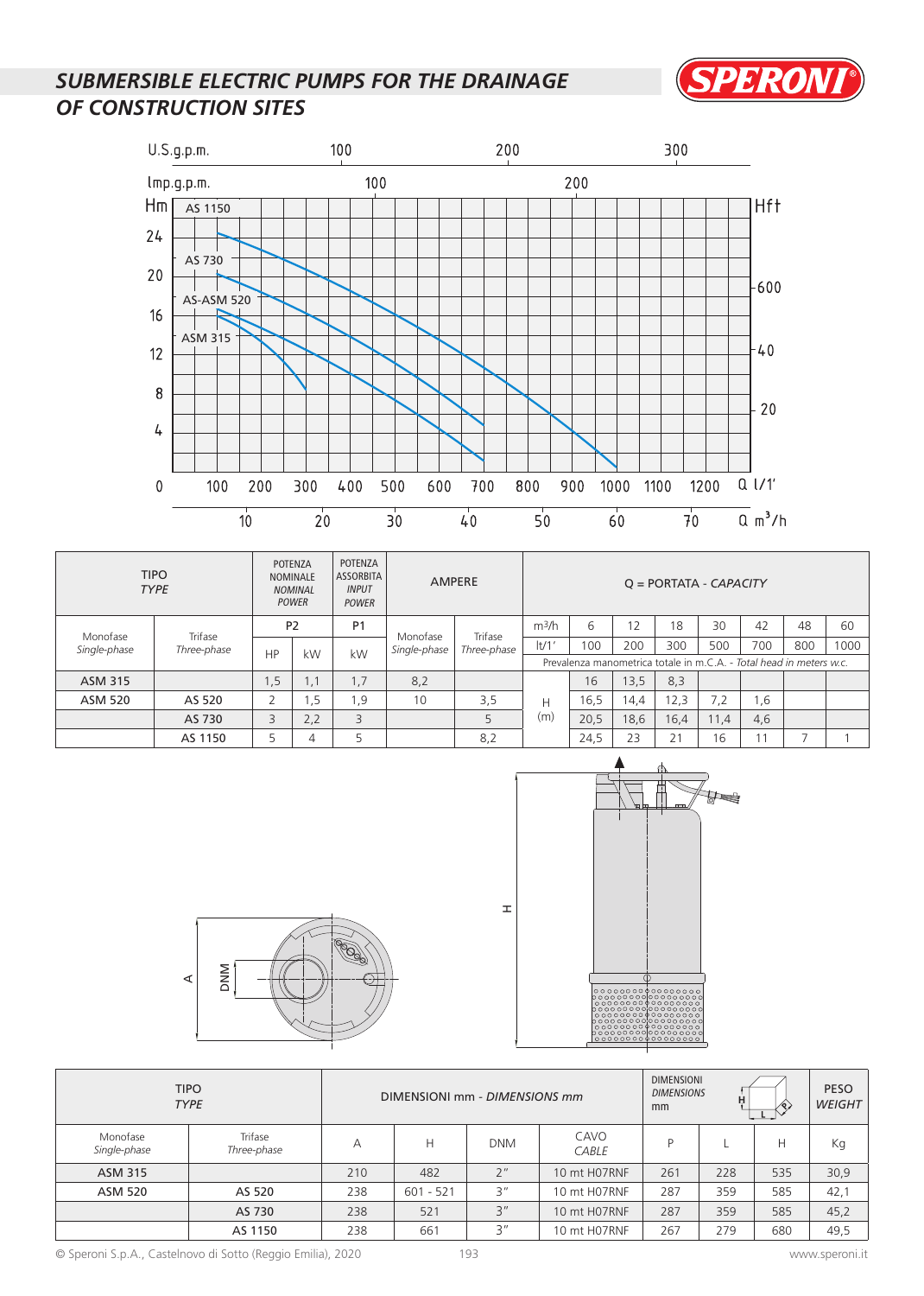## SUBMERSIBLE ELECTRIC PUMPS FOR THE DRAINAGE OF CONSTRUCTION SITES

SPERONI

U.S.g.p.m. 100 200 300

Imp.g.p.m. 100 200

Hm

24

20

16

12

8

4

0

AS 1150

AS 730

AS-ASM 520

ASM 315

Hft

600

40

20

100 200 300 400 500 600 700 800 900 1000 1100 1200 Q l/1'

10 20 30 40 50 60 70 Q $m^3$/h

| TIPO *TYPE* | | POTENZA NOMINALE *NOMINAL POWER* | | POTENZA ASSORBITA *INPUT POWER* | AMPERE | | Q = PORTATA - *CAPACITY* | | | | | | | |
|---|---|---|---|---|---|---|---|---|---|---|---|---|---|---|
| Monofase *Single-phase* | Trifase *Three-phase* | P2 | | P1 | Monofase *Single-phase* | Trifase *Three-phase* | $m^3$/h | 6 | 12 | 18 | 30 | 42 | 48 | 60 |
| | | HP | kW | kW | | | lt/1' | 100 | 200 | 300 | 500 | 700 | 800 | 1000 |
| | | | | | | | Prevalenza manometrica totale in m.C.A. - *Total head in meters w.c.* | | | | | | | |
| ASM 315 | | 1,5 | 1,1 | 1,7 | 8,2 | | H (m) | 16 | 13,5 | 8,3 | | | | |
| ASM 520 | AS 520 | 2 | 1,5 | 1,9 | 10 | 3,5 | | 16,5 | 14,4 | 12,3 | 7,2 | 1,6 | | |
| | AS 730 | 3 | 2,2 | 3 | | 5 | | 20,5 | 18,6 | 16,4 | 11,4 | 4,6 | | |
| | AS 1150 | 5 | 4 | 5 | | 8,2 | | 24,5 | 23 | 21 | 16 | 11 | 7 | 1 |

A

DNM

H

| TIPO *TYPE* | | DIMENSIONI mm - *DIMENSIONS mm* | | | | DIMENSIONI *DIMENSIONS* mm | | | PESO *WEIGHT* |
|---|---|---|---|---|---|---|---|---|---|
| Monofase *Single-phase* | Trifase *Three-phase* | A | H | DNM | CAVO *CABLE* | P | L | H | Kg |
| ASM 315 | | 210 | 482 | 2" | 10 mt H07RNF | 261 | 228 | 535 | 30,9 |
| ASM 520 | AS 520 | 238 | 601 - 521 | 3" | 10 mt H07RNF | 287 | 359 | 585 | 42,1 |
| | AS 730 | 238 | 521 | 3" | 10 mt H07RNF | 287 | 359 | 585 | 45,2 |
| | AS 1150 | 238 | 661 | 3" | 10 mt H07RNF | 267 | 279 | 680 | 49,5 |

© Speroni S.p.A., Castelnovo di Sotto (Reggio Emilia), 2020 www.speroni.it